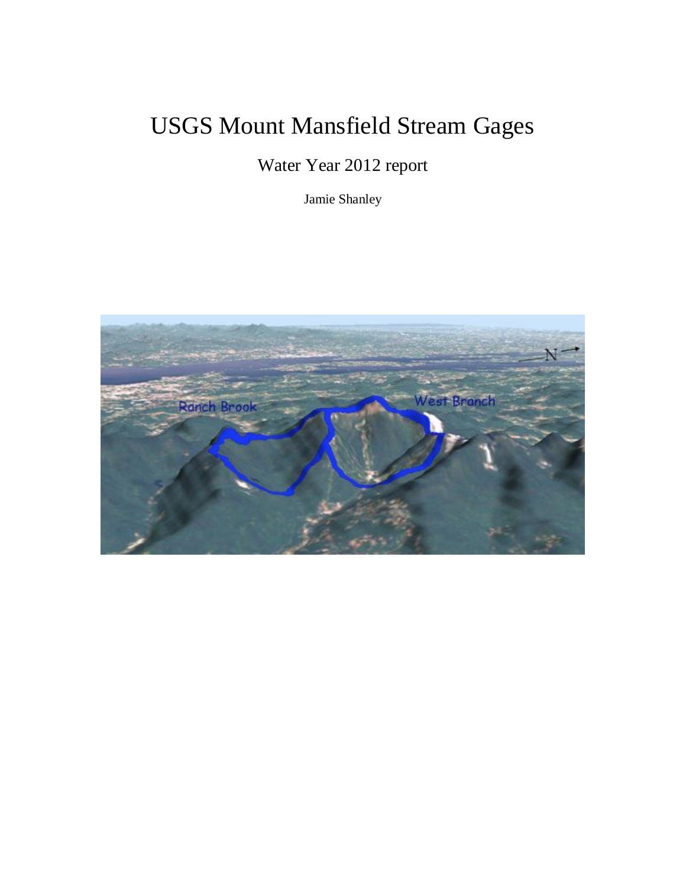# USGS Mount Mansfield Stream Gages

Water Year 2012 report

Jamie Shanley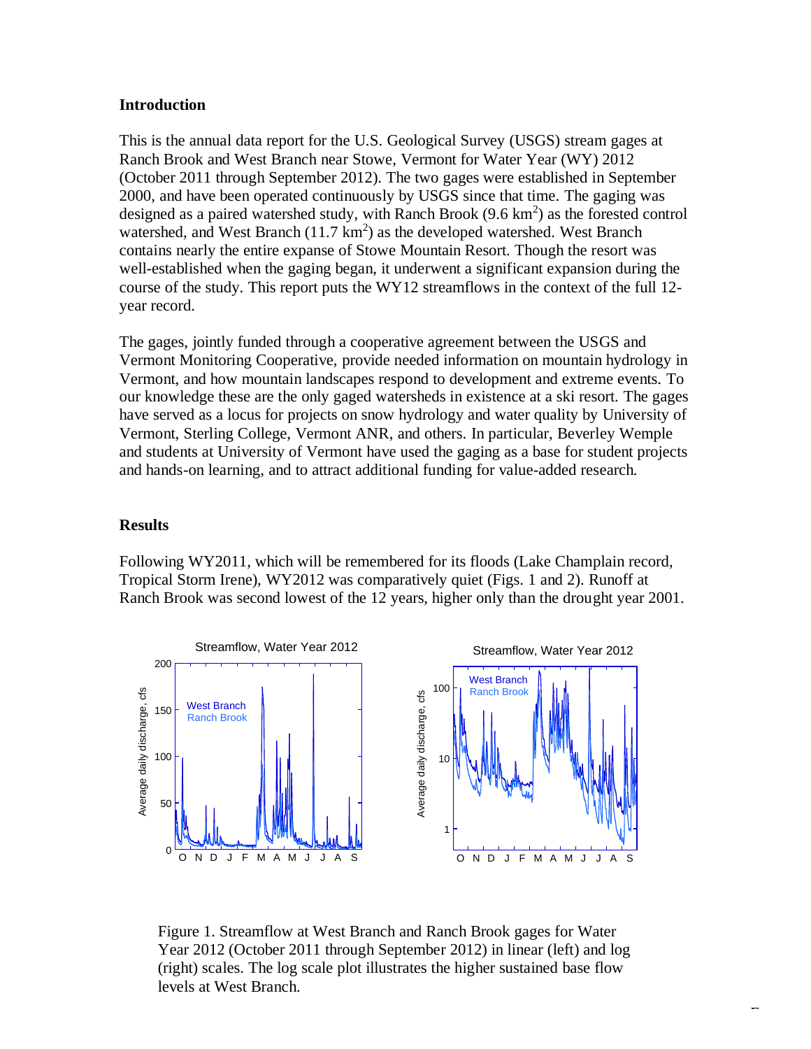## Introduction

This is the annual data report for the U.S. Geological Survey (USGS) stream gages at Ranch Brook and West Branch near Stowe, Vermont for Water Year (WY) 2012 (October 2011 through September 2012). The two gages were established in September 2000, and have been operated continuously by USGS since that time. The gaging was designed as a paired watershed study, with Ranch Brook (9.6 $km^2$) as the forested control watershed, and West Branch (11.7 $km^2$) as the developed watershed. West Branch contains nearly the entire expanse of Stowe Mountain Resort. Though the resort was well-established when the gaging began, it underwent a significant expansion during the course of the study. This report puts the WY12 streamflows in the context of the full 12-year record.

The gages, jointly funded through a cooperative agreement between the USGS and Vermont Monitoring Cooperative, provide needed information on mountain hydrology in Vermont, and how mountain landscapes respond to development and extreme events. To our knowledge these are the only gaged watersheds in existence at a ski resort. The gages have served as a locus for projects on snow hydrology and water quality by University of Vermont, Sterling College, Vermont ANR, and others. In particular, Beverley Wemple and students at University of Vermont have used the gaging as a base for student projects and hands-on learning, and to attract additional funding for value-added research.

## Results

Following WY2011, which will be remembered for its floods (Lake Champlain record, Tropical Storm Irene), WY2012 was comparatively quiet (Figs. 1 and 2). Runoff at Ranch Brook was second lowest of the 12 years, higher only than the drought year 2001.

Figure 1. Streamflow at West Branch and Ranch Brook gages for Water Year 2012 (October 2011 through September 2012) in linear (left) and log (right) scales. The log scale plot illustrates the higher sustained base flow levels at West Branch.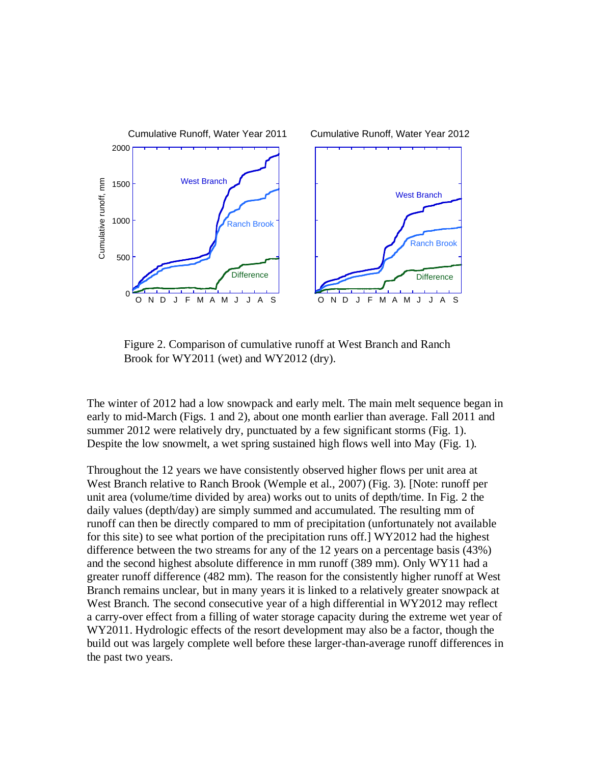Figure 2. Comparison of cumulative runoff at West Branch and Ranch Brook for WY2011 (wet) and WY2012 (dry).

The winter of 2012 had a low snowpack and early melt. The main melt sequence began in early to mid-March (Figs. 1 and 2), about one month earlier than average. Fall 2011 and summer 2012 were relatively dry, punctuated by a few significant storms (Fig. 1). Despite the low snowmelt, a wet spring sustained high flows well into May (Fig. 1).

Throughout the 12 years we have consistently observed higher flows per unit area at West Branch relative to Ranch Brook (Wemple et al., 2007) (Fig. 3). [Note: runoff per unit area (volume/time divided by area) works out to units of depth/time. In Fig. 2 the daily values (depth/day) are simply summed and accumulated. The resulting mm of runoff can then be directly compared to mm of precipitation (unfortunately not available for this site) to see what portion of the precipitation runs off.] WY2012 had the highest difference between the two streams for any of the 12 years on a percentage basis (43%) and the second highest absolute difference in mm runoff (389 mm). Only WY11 had a greater runoff difference (482 mm). The reason for the consistently higher runoff at West Branch remains unclear, but in many years it is linked to a relatively greater snowpack at West Branch. The second consecutive year of a high differential in WY2012 may reflect a carry-over effect from a filling of water storage capacity during the extreme wet year of WY2011. Hydrologic effects of the resort development may also be a factor, though the build out was largely complete well before these larger-than-average runoff differences in the past two years.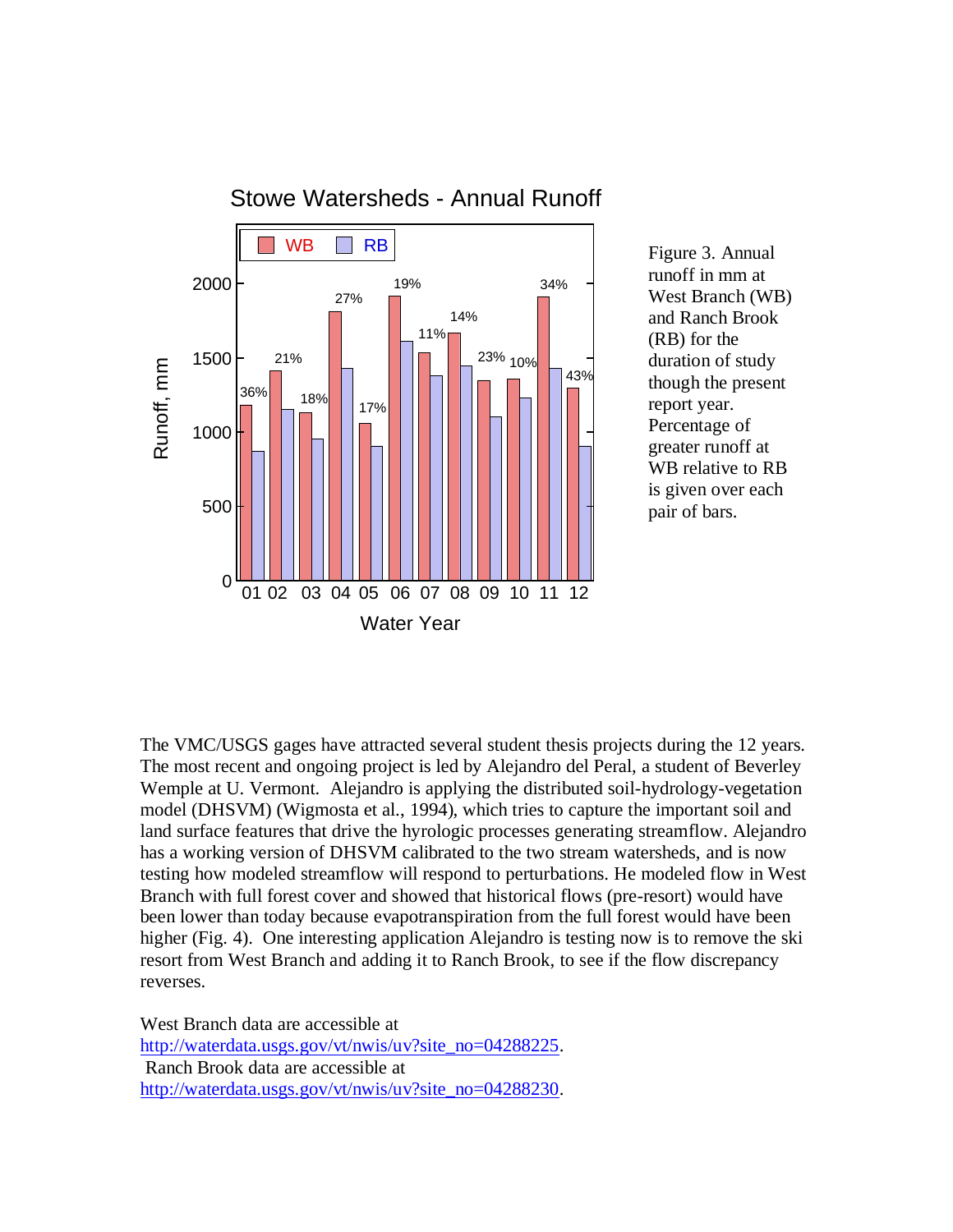Figure 3. Annual runoff in mm at West Branch (WB) and Ranch Brook (RB) for the duration of study though the present report year. Percentage of greater runoff at WB relative to RB is given over each pair of bars.

The VMC/USGS gages have attracted several student thesis projects during the 12 years. The most recent and ongoing project is led by Alejandro del Peral, a student of Beverley Wemple at U. Vermont. Alejandro is applying the distributed soil-hydrology-vegetation model (DHSVM) (Wigmosta et al., 1994), which tries to capture the important soil and land surface features that drive the hyrologic processes generating streamflow. Alejandro has a working version of DHSVM calibrated to the two stream watersheds, and is now testing how modeled streamflow will respond to perturbations. He modeled flow in West Branch with full forest cover and showed that historical flows (pre-resort) would have been lower than today because evapotranspiration from the full forest would have been higher (Fig. 4). One interesting application Alejandro is testing now is to remove the ski resort from West Branch and adding it to Ranch Brook, to see if the flow discrepancy reverses.

West Branch data are accessible at http://waterdata.usgs.gov/vt/nwis/uv?site_no=04288225.
Ranch Brook data are accessible at http://waterdata.usgs.gov/vt/nwis/uv?site_no=04288230.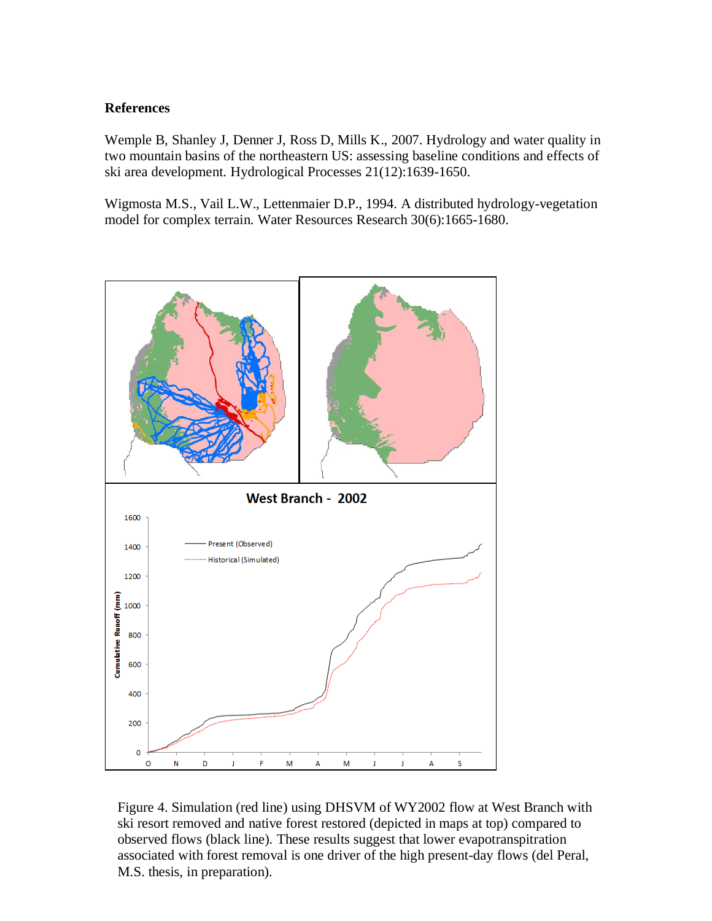## References

Wemple B, Shanley J, Denner J, Ross D, Mills K., 2007. Hydrology and water quality in two mountain basins of the northeastern US: assessing baseline conditions and effects of ski area development. Hydrological Processes 21(12):1639-1650.

Wigmosta M.S., Vail L.W., Lettenmaier D.P., 1994. A distributed hydrology-vegetation model for complex terrain. Water Resources Research 30(6):1665-1680.

West Branch - 2002

Cumulative Runoff (mm)

1600
1400
1200
1000
800
600
400
200
0

O N D J F M A M J J A S

Present (Observed)

Historical (Simulated)

Figure 4. Simulation (red line) using DHSVM of WY2002 flow at West Branch with ski resort removed and native forest restored (depicted in maps at top) compared to observed flows (black line). These results suggest that lower evapotranspiration associated with forest removal is one driver of the high present-day flows (del Peral, M.S. thesis, in preparation).